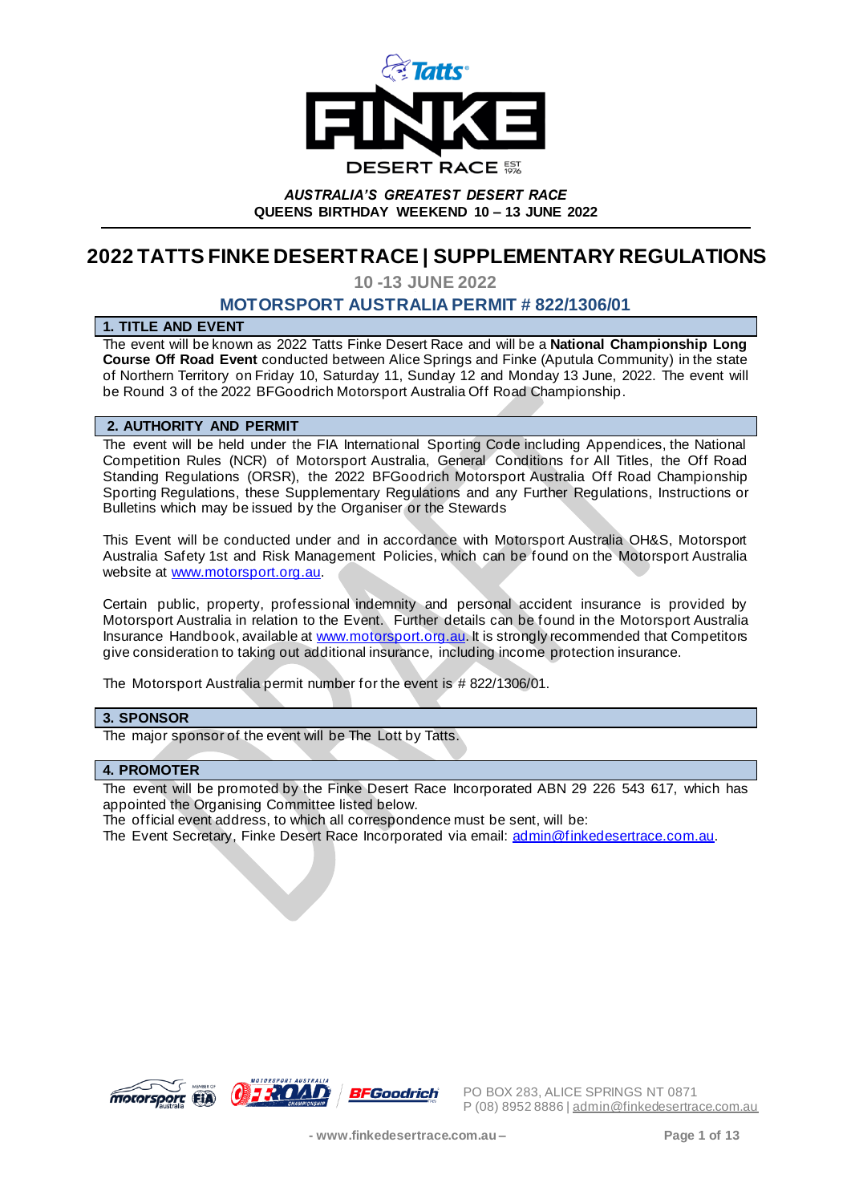*AUSTRALIA'S GREATEST DESERT RACE*
**QUEENS BIRTHDAY WEEKEND 10 – 13 JUNE 2022**

# 2022 TATTS FINKE DESERT RACE | SUPPLEMENTARY REGULATIONS

**10 -13 JUNE 2022**

**MOTORSPORT AUSTRALIA PERMIT # 822/1306/01**

## 1. TITLE AND EVENT

The event will be known as 2022 Tatts Finke Desert Race and will be a **National Championship Long Course Off Road Event** conducted between Alice Springs and Finke (Aputula Community) in the state of Northern Territory on Friday 10, Saturday 11, Sunday 12 and Monday 13 June, 2022. The event will be Round 3 of the 2022 BFGoodrich Motorsport Australia Off Road Championship.

## 2. AUTHORITY AND PERMIT

The event will be held under the FIA International Sporting Code including Appendices, the National Competition Rules (NCR) of Motorsport Australia, General Conditions for All Titles, the Off Road Standing Regulations (ORSR), the 2022 BFGoodrich Motorsport Australia Off Road Championship Sporting Regulations, these Supplementary Regulations and any Further Regulations, Instructions or Bulletins which may be issued by the Organiser or the Stewards

This Event will be conducted under and in accordance with Motorsport Australia OH&S, Motorsport Australia Safety 1st and Risk Management Policies, which can be found on the Motorsport Australia website at www.motorsport.org.au.

Certain public, property, professional indemnity and personal accident insurance is provided by Motorsport Australia in relation to the Event. Further details can be found in the Motorsport Australia Insurance Handbook, available at www.motorsport.org.au. It is strongly recommended that Competitors give consideration to taking out additional insurance, including income protection insurance.

The Motorsport Australia permit number for the event is # 822/1306/01.

## 3. SPONSOR

The major sponsor of the event will be The Lott by Tatts.

## 4. PROMOTER

The event will be promoted by the Finke Desert Race Incorporated ABN 29 226 543 617, which has appointed the Organising Committee listed below.
The official event address, to which all correspondence must be sent, will be:
The Event Secretary, Finke Desert Race Incorporated via email: admin@finkedesertrace.com.au.

PO BOX 283, ALICE SPRINGS NT 0871
P (08) 8952 8886 | admin@finkedesertrace.com.au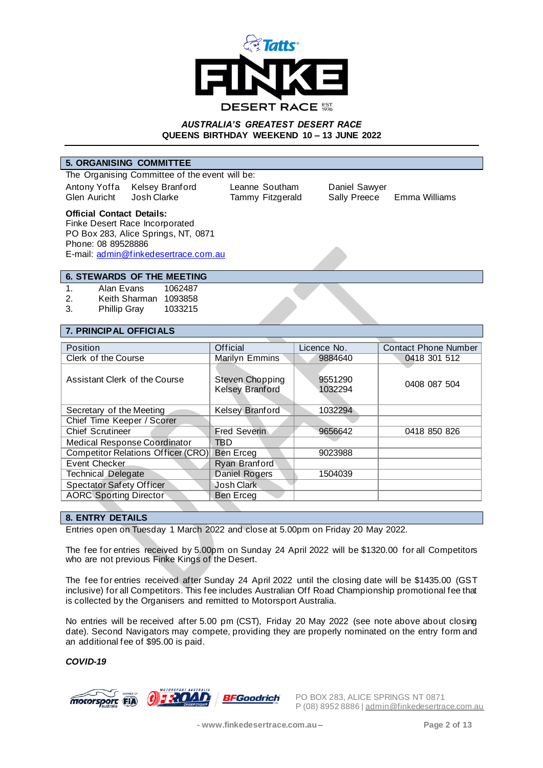**AUSTRALIA'S GREATEST DESERT RACE**
**QUEENS BIRTHDAY WEEKEND 10 – 13 JUNE 2022**

## 5. ORGANISING COMMITTEE

The Organising Committee of the event will be:

Antony Yoffa, Kelsey Branford, Leanne Southam, Daniel Sawyer, Glen Auricht, Josh Clarke, Tammy Fitzgerald, Sally Preece, Emma Williams

**Official Contact Details:**
Finke Desert Race Incorporated
PO Box 283, Alice Springs, NT, 0871
Phone: 08 89528886
E-mail: admin@finkedesertrace.com.au

## 6. STEWARDS OF THE MEETING

1. Alan Evans 1062487
2. Keith Sharman 1093858
3. Phillip Gray 1033215

## 7. PRINCIPAL OFFICIALS

| Position | Official | Licence No. | Contact Phone Number |
|---|---|---|---|
| Clerk of the Course | Marilyn Emmins | 9884640 | 0418 301 512 |
| Assistant Clerk of the Course | Steven Chopping<br>Kelsey Branford | 9551290<br>1032294 | 0408 087 504 |
| Secretary of the Meeting | Kelsey Branford | 1032294 | |
| Chief Time Keeper / Scorer | | | |
| Chief Scrutineer | Fred Severin | 9656642 | 0418 850 826 |
| Medical Response Coordinator | TBD | | |
| Competitor Relations Officer (CRO) | Ben Erceg | 9023988 | |
| Event Checker | Ryan Branford | | |
| Technical Delegate | Daniel Rogers | 1504039 | |
| Spectator Safety Officer | Josh Clark | | |
| AORC Sporting Director | Ben Erceg | | |

## 8. ENTRY DETAILS

Entries open on Tuesday 1 March 2022 and close at 5.00pm on Friday 20 May 2022.

The fee for entries received by 5.00pm on Sunday 24 April 2022 will be $1320.00 for all Competitors who are not previous Finke Kings of the Desert.

The fee for entries received after Sunday 24 April 2022 until the closing date will be $1435.00 (GST inclusive) for all Competitors. This fee includes Australian Off Road Championship promotional fee that is collected by the Organisers and remitted to Motorsport Australia.

No entries will be received after 5.00 pm (CST), Friday 20 May 2022 (see note above about closing date). Second Navigators may compete, providing they are properly nominated on the entry form and an additional fee of $95.00 is paid.

***COVID-19***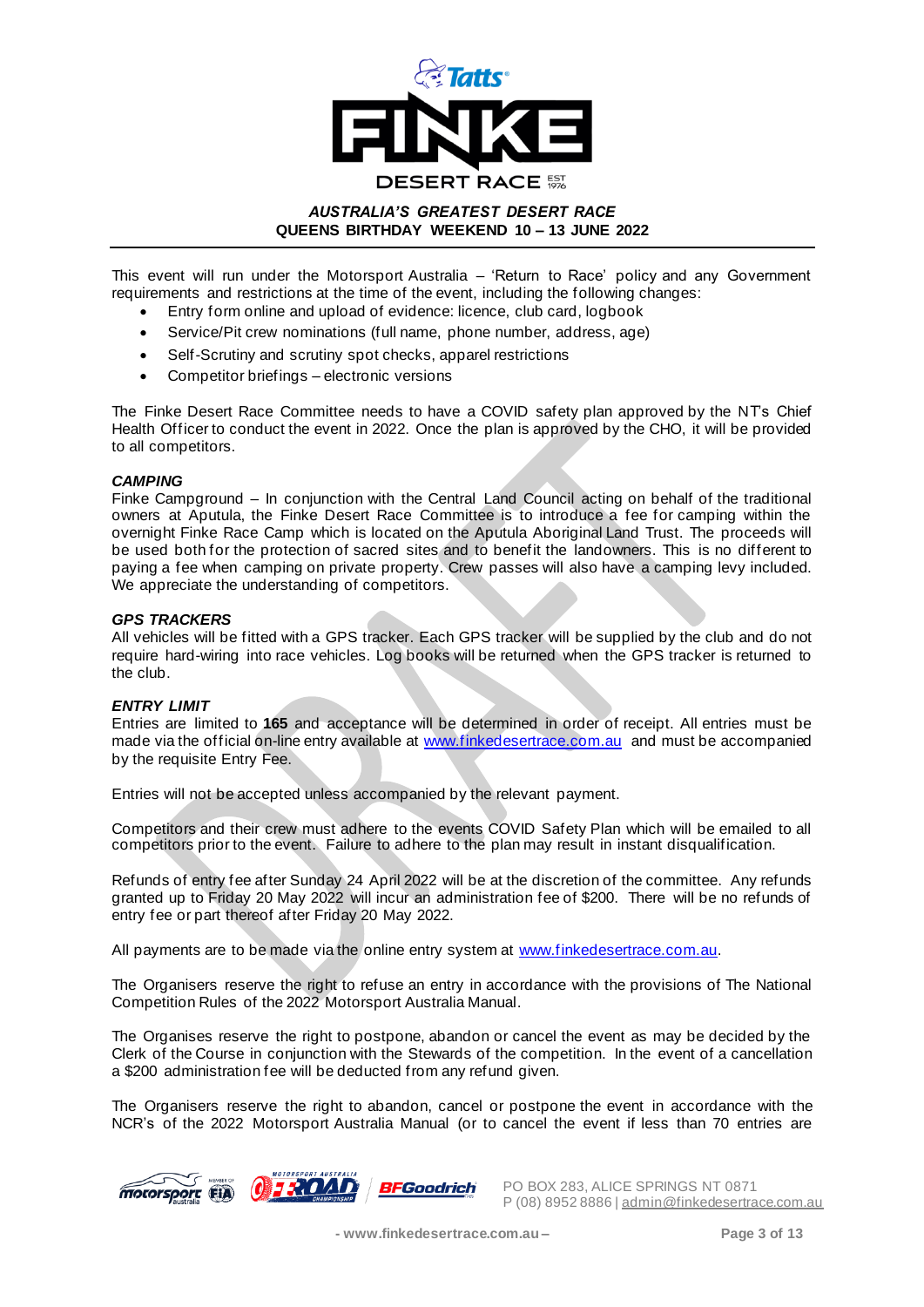*AUSTRALIA'S GREATEST DESERT RACE*
**QUEENS BIRTHDAY WEEKEND 10 – 13 JUNE 2022**

This event will run under the Motorsport Australia – 'Return to Race' policy and any Government requirements and restrictions at the time of the event, including the following changes:

- Entry form online and upload of evidence: licence, club card, logbook
- Service/Pit crew nominations (full name, phone number, address, age)
- Self-Scrutiny and scrutiny spot checks, apparel restrictions
- Competitor briefings – electronic versions

The Finke Desert Race Committee needs to have a COVID safety plan approved by the NT's Chief Health Officer to conduct the event in 2022. Once the plan is approved by the CHO, it will be provided to all competitors.

***CAMPING***

Finke Campground – In conjunction with the Central Land Council acting on behalf of the traditional owners at Aputula, the Finke Desert Race Committee is to introduce a fee for camping within the overnight Finke Race Camp which is located on the Aputula Aboriginal Land Trust. The proceeds will be used both for the protection of sacred sites and to benefit the landowners. This is no different to paying a fee when camping on private property. Crew passes will also have a camping levy included. We appreciate the understanding of competitors.

***GPS TRACKERS***

All vehicles will be fitted with a GPS tracker. Each GPS tracker will be supplied by the club and do not require hard-wiring into race vehicles. Log books will be returned when the GPS tracker is returned to the club.

***ENTRY LIMIT***

Entries are limited to **165** and acceptance will be determined in order of receipt. All entries must be made via the official on-line entry available at www.finkedesertrace.com.au and must be accompanied by the requisite Entry Fee.

Entries will not be accepted unless accompanied by the relevant payment.

Competitors and their crew must adhere to the events COVID Safety Plan which will be emailed to all competitors prior to the event. Failure to adhere to the plan may result in instant disqualification.

Refunds of entry fee after Sunday 24 April 2022 will be at the discretion of the committee. Any refunds granted up to Friday 20 May 2022 will incur an administration fee of $200. There will be no refunds of entry fee or part thereof after Friday 20 May 2022.

All payments are to be made via the online entry system at www.finkedesertrace.com.au.

The Organisers reserve the right to refuse an entry in accordance with the provisions of The National Competition Rules of the 2022 Motorsport Australia Manual.

The Organises reserve the right to postpone, abandon or cancel the event as may be decided by the Clerk of the Course in conjunction with the Stewards of the competition. In the event of a cancellation a $200 administration fee will be deducted from any refund given.

The Organisers reserve the right to abandon, cancel or postpone the event in accordance with the NCR's of the 2022 Motorsport Australia Manual (or to cancel the event if less than 70 entries are

PO BOX 283, ALICE SPRINGS NT 0871
P (08) 8952 8886 | admin@finkedesertrace.com.au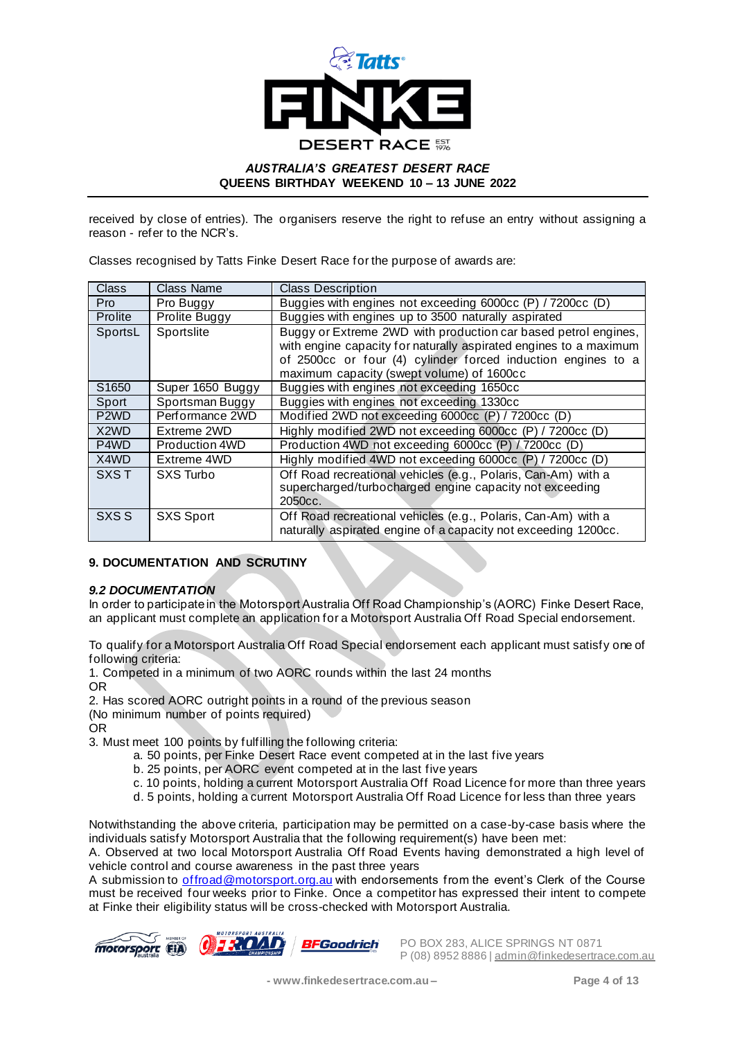received by close of entries). The organisers reserve the right to refuse an entry without assigning a reason - refer to the NCR's.

Classes recognised by Tatts Finke Desert Race for the purpose of awards are:

| Class | Class Name | Class Description |
|---|---|---|
| Pro | Pro Buggy | Buggies with engines not exceeding 6000cc (P) / 7200cc (D) |
| Prolite | Prolite Buggy | Buggies with engines up to 3500 naturally aspirated |
| SportsL | Sportslite | Buggy or Extreme 2WD with production car based petrol engines, with engine capacity for naturally aspirated engines to a maximum of 2500cc or four (4) cylinder forced induction engines to a maximum capacity (swept volume) of 1600cc |
| S1650 | Super 1650 Buggy | Buggies with engines not exceeding 1650cc |
| Sport | Sportsman Buggy | Buggies with engines not exceeding 1330cc |
| P2WD | Performance 2WD | Modified 2WD not exceeding 6000cc (P) / 7200cc (D) |
| X2WD | Extreme 2WD | Highly modified 2WD not exceeding 6000cc (P) / 7200cc (D) |
| P4WD | Production 4WD | Production 4WD not exceeding 6000cc (P) / 7200cc (D) |
| X4WD | Extreme 4WD | Highly modified 4WD not exceeding 6000cc (P) / 7200cc (D) |
| SXS T | SXS Turbo | Off Road recreational vehicles (e.g., Polaris, Can-Am) with a supercharged/turbocharged engine capacity not exceeding 2050cc. |
| SXS S | SXS Sport | Off Road recreational vehicles (e.g., Polaris, Can-Am) with a naturally aspirated engine of a capacity not exceeding 1200cc. |

## 9. DOCUMENTATION AND SCRUTINY

### *9.2 DOCUMENTATION*

In order to participate in the Motorsport Australia Off Road Championship's (AORC) Finke Desert Race, an applicant must complete an application for a Motorsport Australia Off Road Special endorsement.

To qualify for a Motorsport Australia Off Road Special endorsement each applicant must satisfy one of following criteria:

1. Competed in a minimum of two AORC rounds within the last 24 months

OR

2. Has scored AORC outright points in a round of the previous season
(No minimum number of points required)

OR

3. Must meet 100 points by fulfilling the following criteria:
   a. 50 points, per Finke Desert Race event competed at in the last five years
   b. 25 points, per AORC event competed at in the last five years
   c. 10 points, holding a current Motorsport Australia Off Road Licence for more than three years
   d. 5 points, holding a current Motorsport Australia Off Road Licence for less than three years

Notwithstanding the above criteria, participation may be permitted on a case-by-case basis where the individuals satisfy Motorsport Australia that the following requirement(s) have been met:

A. Observed at two local Motorsport Australia Off Road Events having demonstrated a high level of vehicle control and course awareness in the past three years

A submission to offroad@motorsport.org.au with endorsements from the event's Clerk of the Course must be received four weeks prior to Finke. Once a competitor has expressed their intent to compete at Finke their eligibility status will be cross-checked with Motorsport Australia.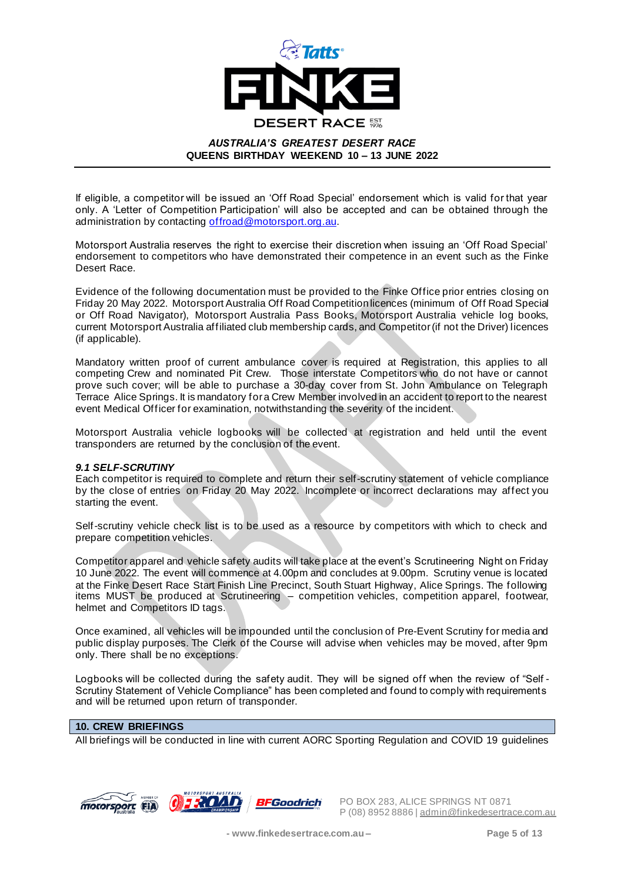If eligible, a competitor will be issued an 'Off Road Special' endorsement which is valid for that year only. A 'Letter of Competition Participation' will also be accepted and can be obtained through the administration by contacting offroad@motorsport.org.au.

Motorsport Australia reserves the right to exercise their discretion when issuing an 'Off Road Special' endorsement to competitors who have demonstrated their competence in an event such as the Finke Desert Race.

Evidence of the following documentation must be provided to the Finke Office prior entries closing on Friday 20 May 2022. Motorsport Australia Off Road Competition licences (minimum of Off Road Special or Off Road Navigator), Motorsport Australia Pass Books, Motorsport Australia vehicle log books, current Motorsport Australia affiliated club membership cards, and Competitor (if not the Driver) licences (if applicable).

Mandatory written proof of current ambulance cover is required at Registration, this applies to all competing Crew and nominated Pit Crew. Those interstate Competitors who do not have or cannot prove such cover; will be able to purchase a 30-day cover from St. John Ambulance on Telegraph Terrace Alice Springs. It is mandatory for a Crew Member involved in an accident to report to the nearest event Medical Officer for examination, notwithstanding the severity of the incident.

Motorsport Australia vehicle logbooks will be collected at registration and held until the event transponders are returned by the conclusion of the event.

### *9.1 SELF-SCRUTINY*

Each competitor is required to complete and return their self-scrutiny statement of vehicle compliance by the close of entries on Friday 20 May 2022. Incomplete or incorrect declarations may affect you starting the event.

Self-scrutiny vehicle check list is to be used as a resource by competitors with which to check and prepare competition vehicles.

Competitor apparel and vehicle safety audits will take place at the event's Scrutineering Night on Friday 10 June 2022. The event will commence at 4.00pm and concludes at 9.00pm. Scrutiny venue is located at the Finke Desert Race Start Finish Line Precinct, South Stuart Highway, Alice Springs. The following items MUST be produced at Scrutineering – competition vehicles, competition apparel, footwear, helmet and Competitors ID tags.

Once examined, all vehicles will be impounded until the conclusion of Pre-Event Scrutiny for media and public display purposes. The Clerk of the Course will advise when vehicles may be moved, after 9pm only. There shall be no exceptions.

Logbooks will be collected during the safety audit. They will be signed off when the review of "Self-Scrutiny Statement of Vehicle Compliance" has been completed and found to comply with requirements and will be returned upon return of transponder.

## 10. CREW BRIEFINGS

All briefings will be conducted in line with current AORC Sporting Regulation and COVID 19 guidelines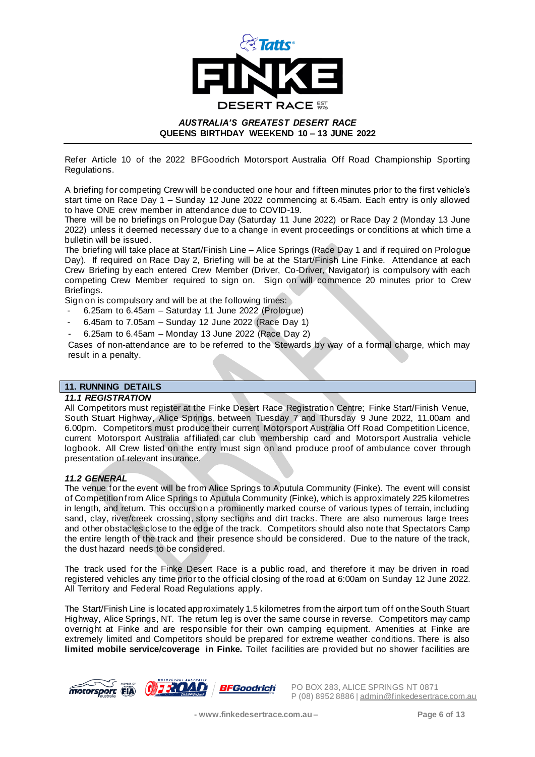Refer Article 10 of the 2022 BFGoodrich Motorsport Australia Off Road Championship Sporting Regulations.

A briefing for competing Crew will be conducted one hour and fifteen minutes prior to the first vehicle's start time on Race Day 1 – Sunday 12 June 2022 commencing at 6.45am. Each entry is only allowed to have ONE crew member in attendance due to COVID-19.
There will be no briefings on Prologue Day (Saturday 11 June 2022) or Race Day 2 (Monday 13 June 2022) unless it deemed necessary due to a change in event proceedings or conditions at which time a bulletin will be issued.
The briefing will take place at Start/Finish Line – Alice Springs (Race Day 1 and if required on Prologue Day). If required on Race Day 2, Briefing will be at the Start/Finish Line Finke. Attendance at each Crew Briefing by each entered Crew Member (Driver, Co-Driver, Navigator) is compulsory with each competing Crew Member required to sign on. Sign on will commence 20 minutes prior to Crew Briefings.
Sign on is compulsory and will be at the following times:

- 6.25am to 6.45am – Saturday 11 June 2022 (Prologue)
- 6.45am to 7.05am – Sunday 12 June 2022 (Race Day 1)
- 6.25am to 6.45am – Monday 13 June 2022 (Race Day 2)

Cases of non-attendance are to be referred to the Stewards by way of a formal charge, which may result in a penalty.

## 11. RUNNING DETAILS

### *11.1 REGISTRATION*

All Competitors must register at the Finke Desert Race Registration Centre; Finke Start/Finish Venue, South Stuart Highway, Alice Springs, between Tuesday 7 and Thursday 9 June 2022, 11.00am and 6.00pm. Competitors must produce their current Motorsport Australia Off Road Competition Licence, current Motorsport Australia affiliated car club membership card and Motorsport Australia vehicle logbook. All Crew listed on the entry must sign on and produce proof of ambulance cover through presentation of relevant insurance.

### *11.2 GENERAL*

The venue for the event will be from Alice Springs to Aputula Community (Finke). The event will consist of Competition from Alice Springs to Aputula Community (Finke), which is approximately 225 kilometres in length, and return. This occurs on a prominently marked course of various types of terrain, including sand, clay, river/creek crossing, stony sections and dirt tracks. There are also numerous large trees and other obstacles close to the edge of the track. Competitors should also note that Spectators Camp the entire length of the track and their presence should be considered. Due to the nature of the track, the dust hazard needs to be considered.

The track used for the Finke Desert Race is a public road, and therefore it may be driven in road registered vehicles any time prior to the official closing of the road at 6:00am on Sunday 12 June 2022. All Territory and Federal Road Regulations apply.

The Start/Finish Line is located approximately 1.5 kilometres from the airport turn off on the South Stuart Highway, Alice Springs, NT. The return leg is over the same course in reverse. Competitors may camp overnight at Finke and are responsible for their own camping equipment. Amenities at Finke are extremely limited and Competitors should be prepared for extreme weather conditions. There is also **limited mobile service/coverage in Finke.** Toilet facilities are provided but no shower facilities are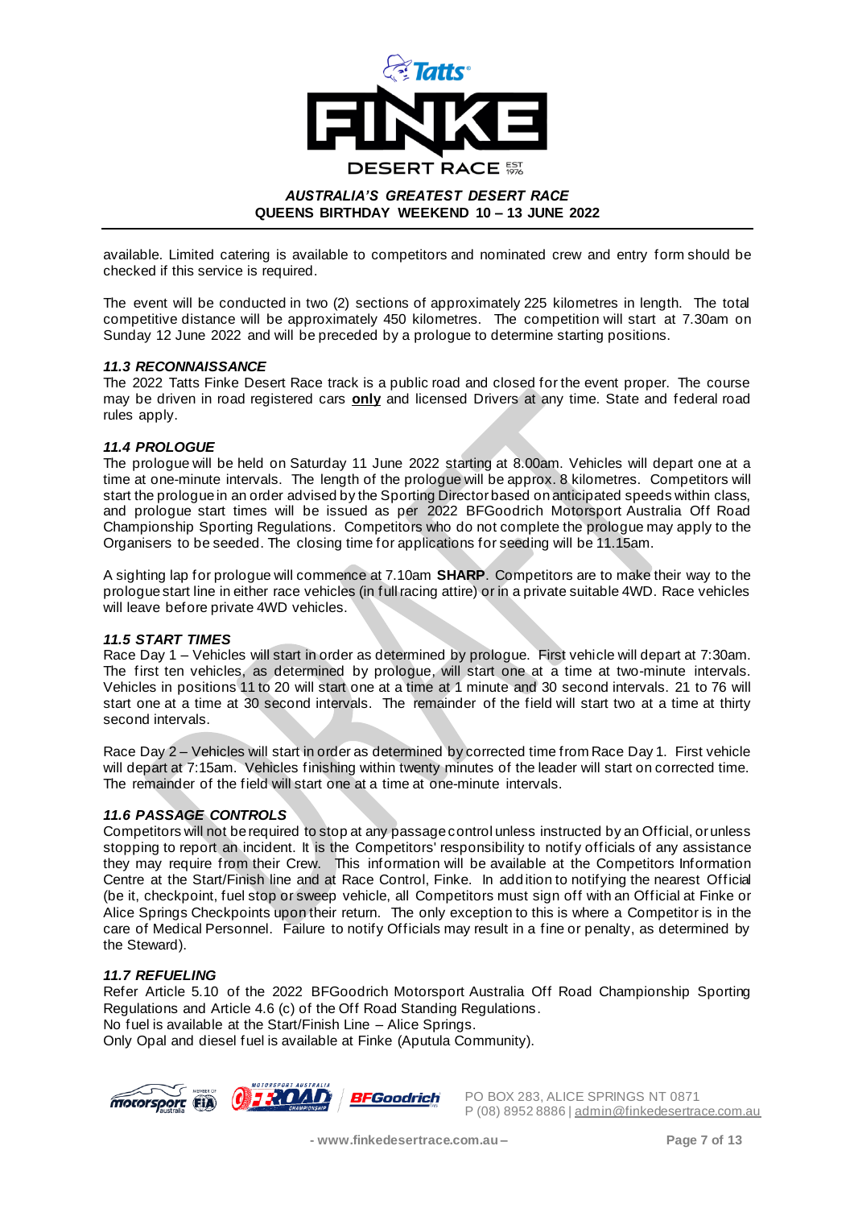available. Limited catering is available to competitors and nominated crew and entry form should be checked if this service is required.

The event will be conducted in two (2) sections of approximately 225 kilometres in length. The total competitive distance will be approximately 450 kilometres. The competition will start at 7.30am on Sunday 12 June 2022 and will be preceded by a prologue to determine starting positions.

### *11.3 RECONNAISSANCE*

The 2022 Tatts Finke Desert Race track is a public road and closed for the event proper. The course may be driven in road registered cars **only** and licensed Drivers at any time. State and federal road rules apply.

### *11.4 PROLOGUE*

The prologue will be held on Saturday 11 June 2022 starting at 8.00am. Vehicles will depart one at a time at one-minute intervals. The length of the prologue will be approx. 8 kilometres. Competitors will start the prologue in an order advised by the Sporting Director based on anticipated speeds within class, and prologue start times will be issued as per 2022 BFGoodrich Motorsport Australia Off Road Championship Sporting Regulations. Competitors who do not complete the prologue may apply to the Organisers to be seeded. The closing time for applications for seeding will be 11.15am.

A sighting lap for prologue will commence at 7.10am **SHARP**. Competitors are to make their way to the prologue start line in either race vehicles (in full racing attire) or in a private suitable 4WD. Race vehicles will leave before private 4WD vehicles.

### *11.5 START TIMES*

Race Day 1 – Vehicles will start in order as determined by prologue. First vehicle will depart at 7:30am. The first ten vehicles, as determined by prologue, will start one at a time at two-minute intervals. Vehicles in positions 11 to 20 will start one at a time at 1 minute and 30 second intervals. 21 to 76 will start one at a time at 30 second intervals. The remainder of the field will start two at a time at thirty second intervals.

Race Day 2 – Vehicles will start in order as determined by corrected time from Race Day 1. First vehicle will depart at 7:15am. Vehicles finishing within twenty minutes of the leader will start on corrected time. The remainder of the field will start one at a time at one-minute intervals.

### *11.6 PASSAGE CONTROLS*

Competitors will not be required to stop at any passage control unless instructed by an Official, or unless stopping to report an incident. It is the Competitors' responsibility to notify officials of any assistance they may require from their Crew. This information will be available at the Competitors Information Centre at the Start/Finish line and at Race Control, Finke. In addition to notifying the nearest Official (be it, checkpoint, fuel stop or sweep vehicle, all Competitors must sign off with an Official at Finke or Alice Springs Checkpoints upon their return. The only exception to this is where a Competitor is in the care of Medical Personnel. Failure to notify Officials may result in a fine or penalty, as determined by the Steward).

### *11.7 REFUELING*

Refer Article 5.10 of the 2022 BFGoodrich Motorsport Australia Off Road Championship Sporting Regulations and Article 4.6 (c) of the Off Road Standing Regulations.
No fuel is available at the Start/Finish Line – Alice Springs.
Only Opal and diesel fuel is available at Finke (Aputula Community).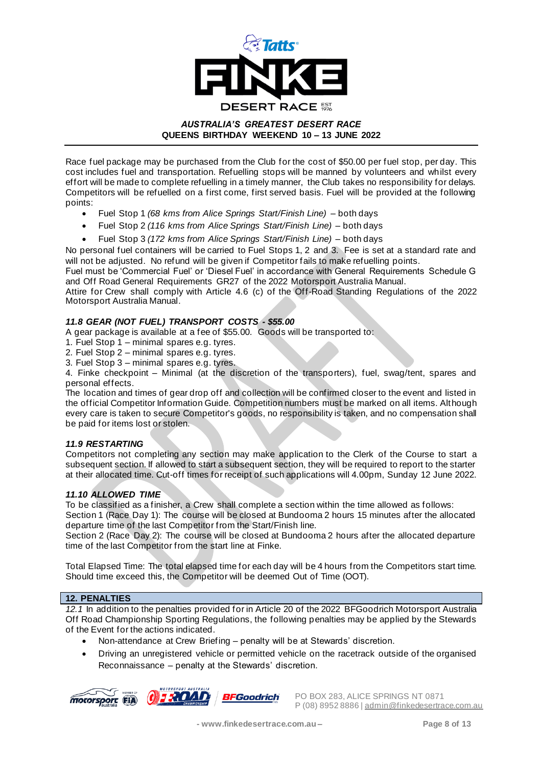Race fuel package may be purchased from the Club for the cost of $50.00 per fuel stop, per day. This cost includes fuel and transportation. Refuelling stops will be manned by volunteers and whilst every effort will be made to complete refuelling in a timely manner, the Club takes no responsibility for delays. Competitors will be refuelled on a first come, first served basis. Fuel will be provided at the following points:

- Fuel Stop 1 *(68 kms from Alice Springs Start/Finish Line)* – both days
- Fuel Stop 2 *(116 kms from Alice Springs Start/Finish Line)* – both days
- Fuel Stop 3 *(172 kms from Alice Springs Start/Finish Line)* – both days

No personal fuel containers will be carried to Fuel Stops 1, 2 and 3. Fee is set at a standard rate and will not be adjusted. No refund will be given if Competitor fails to make refuelling points.

Fuel must be 'Commercial Fuel' or 'Diesel Fuel' in accordance with General Requirements Schedule G and Off Road General Requirements GR27 of the 2022 Motorsport Australia Manual.

Attire for Crew shall comply with Article 4.6 (c) of the Off-Road Standing Regulations of the 2022 Motorsport Australia Manual.

### *11.8 GEAR (NOT FUEL) TRANSPORT COSTS - $55.00*

A gear package is available at a fee of $55.00. Goods will be transported to:

1. Fuel Stop 1 – minimal spares e.g. tyres.
2. Fuel Stop 2 – minimal spares e.g. tyres.
3. Fuel Stop 3 – minimal spares e.g. tyres.
4. Finke checkpoint – Minimal (at the discretion of the transporters), fuel, swag/tent, spares and personal effects.

The location and times of gear drop off and collection will be confirmed closer to the event and listed in the official Competitor Information Guide. Competition numbers must be marked on all items. Although every care is taken to secure Competitor's goods, no responsibility is taken, and no compensation shall be paid for items lost or stolen.

### *11.9 RESTARTING*

Competitors not completing any section may make application to the Clerk of the Course to start a subsequent section. If allowed to start a subsequent section, they will be required to report to the starter at their allocated time. Cut-off times for receipt of such applications will 4.00pm, Sunday 12 June 2022.

### *11.10 ALLOWED TIME*

To be classified as a finisher, a Crew shall complete a section within the time allowed as follows:

Section 1 (Race Day 1): The course will be closed at Bundooma 2 hours 15 minutes after the allocated departure time of the last Competitor from the Start/Finish line.

Section 2 (Race Day 2): The course will be closed at Bundooma 2 hours after the allocated departure time of the last Competitor from the start line at Finke.

Total Elapsed Time: The total elapsed time for each day will be 4 hours from the Competitors start time. Should time exceed this, the Competitor will be deemed Out of Time (OOT).

## 12. PENALTIES

*12.1* In addition to the penalties provided for in Article 20 of the 2022 BFGoodrich Motorsport Australia Off Road Championship Sporting Regulations, the following penalties may be applied by the Stewards of the Event for the actions indicated.

- Non-attendance at Crew Briefing – penalty will be at Stewards' discretion.
- Driving an unregistered vehicle or permitted vehicle on the racetrack outside of the organised Reconnaissance – penalty at the Stewards' discretion.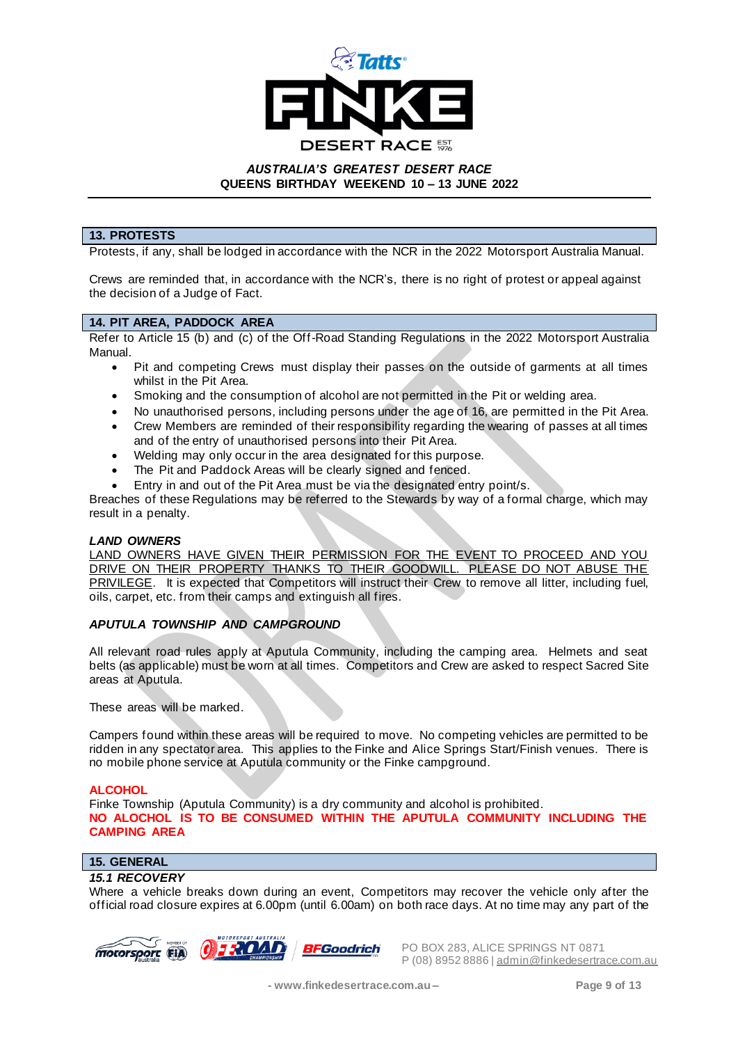## 13. PROTESTS

Protests, if any, shall be lodged in accordance with the NCR in the 2022 Motorsport Australia Manual.

Crews are reminded that, in accordance with the NCR's, there is no right of protest or appeal against the decision of a Judge of Fact.

## 14. PIT AREA, PADDOCK AREA

Refer to Article 15 (b) and (c) of the Off-Road Standing Regulations in the 2022 Motorsport Australia Manual.

- Pit and competing Crews must display their passes on the outside of garments at all times whilst in the Pit Area.
- Smoking and the consumption of alcohol are not permitted in the Pit or welding area.
- No unauthorised persons, including persons under the age of 16, are permitted in the Pit Area.
- Crew Members are reminded of their responsibility regarding the wearing of passes at all times and of the entry of unauthorised persons into their Pit Area.
- Welding may only occur in the area designated for this purpose.
- The Pit and Paddock Areas will be clearly signed and fenced.
- Entry in and out of the Pit Area must be via the designated entry point/s.

Breaches of these Regulations may be referred to the Stewards by way of a formal charge, which may result in a penalty.

***LAND OWNERS***

<u>LAND OWNERS HAVE GIVEN THEIR PERMISSION FOR THE EVENT TO PROCEED AND YOU DRIVE ON THEIR PROPERTY THANKS TO THEIR GOODWILL. PLEASE DO NOT ABUSE THE PRIVILEGE</u>. It is expected that Competitors will instruct their Crew to remove all litter, including fuel, oils, carpet, etc. from their camps and extinguish all fires.

***APUTULA TOWNSHIP AND CAMPGROUND***

All relevant road rules apply at Aputula Community, including the camping area. Helmets and seat belts (as applicable) must be worn at all times. Competitors and Crew are asked to respect Sacred Site areas at Aputula.

These areas will be marked.

Campers found within these areas will be required to move. No competing vehicles are permitted to be ridden in any spectator area. This applies to the Finke and Alice Springs Start/Finish venues. There is no mobile phone service at Aputula community or the Finke campground.

**ALCOHOL**

Finke Township (Aputula Community) is a dry community and alcohol is prohibited.

**NO ALOCHOL IS TO BE CONSUMED WITHIN THE APUTULA COMMUNITY INCLUDING THE CAMPING AREA**

## 15. GENERAL

***15.1 RECOVERY***

Where a vehicle breaks down during an event, Competitors may recover the vehicle only after the official road closure expires at 6.00pm (until 6.00am) on both race days. At no time may any part of the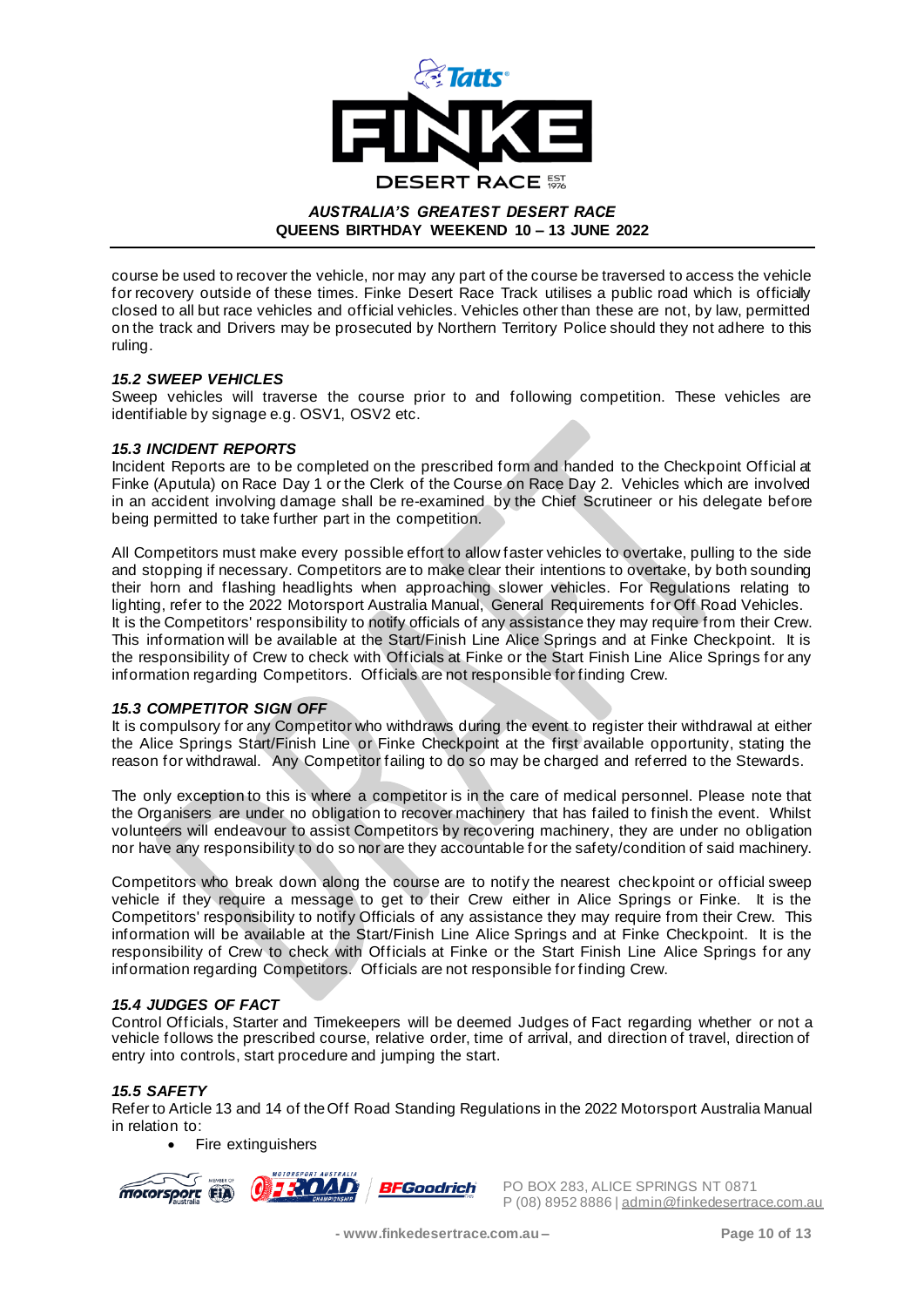course be used to recover the vehicle, nor may any part of the course be traversed to access the vehicle for recovery outside of these times. Finke Desert Race Track utilises a public road which is officially closed to all but race vehicles and official vehicles. Vehicles other than these are not, by law, permitted on the track and Drivers may be prosecuted by Northern Territory Police should they not adhere to this ruling.

### *15.2 SWEEP VEHICLES*

Sweep vehicles will traverse the course prior to and following competition. These vehicles are identifiable by signage e.g. OSV1, OSV2 etc.

### *15.3 INCIDENT REPORTS*

Incident Reports are to be completed on the prescribed form and handed to the Checkpoint Official at Finke (Aputula) on Race Day 1 or the Clerk of the Course on Race Day 2. Vehicles which are involved in an accident involving damage shall be re-examined by the Chief Scrutineer or his delegate before being permitted to take further part in the competition.

All Competitors must make every possible effort to allow faster vehicles to overtake, pulling to the side and stopping if necessary. Competitors are to make clear their intentions to overtake, by both sounding their horn and flashing headlights when approaching slower vehicles. For Regulations relating to lighting, refer to the 2022 Motorsport Australia Manual, General Requirements for Off Road Vehicles. It is the Competitors' responsibility to notify officials of any assistance they may require from their Crew. This information will be available at the Start/Finish Line Alice Springs and at Finke Checkpoint. It is the responsibility of Crew to check with Officials at Finke or the Start Finish Line Alice Springs for any information regarding Competitors. Officials are not responsible for finding Crew.

### *15.3 COMPETITOR SIGN OFF*

It is compulsory for any Competitor who withdraws during the event to register their withdrawal at either the Alice Springs Start/Finish Line or Finke Checkpoint at the first available opportunity, stating the reason for withdrawal. Any Competitor failing to do so may be charged and referred to the Stewards.

The only exception to this is where a competitor is in the care of medical personnel. Please note that the Organisers are under no obligation to recover machinery that has failed to finish the event. Whilst volunteers will endeavour to assist Competitors by recovering machinery, they are under no obligation nor have any responsibility to do so nor are they accountable for the safety/condition of said machinery.

Competitors who break down along the course are to notify the nearest checkpoint or official sweep vehicle if they require a message to get to their Crew either in Alice Springs or Finke. It is the Competitors' responsibility to notify Officials of any assistance they may require from their Crew. This information will be available at the Start/Finish Line Alice Springs and at Finke Checkpoint. It is the responsibility of Crew to check with Officials at Finke or the Start Finish Line Alice Springs for any information regarding Competitors. Officials are not responsible for finding Crew.

### *15.4 JUDGES OF FACT*

Control Officials, Starter and Timekeepers will be deemed Judges of Fact regarding whether or not a vehicle follows the prescribed course, relative order, time of arrival, and direction of travel, direction of entry into controls, start procedure and jumping the start.

### *15.5 SAFETY*

Refer to Article 13 and 14 of the Off Road Standing Regulations in the 2022 Motorsport Australia Manual in relation to:

- Fire extinguishers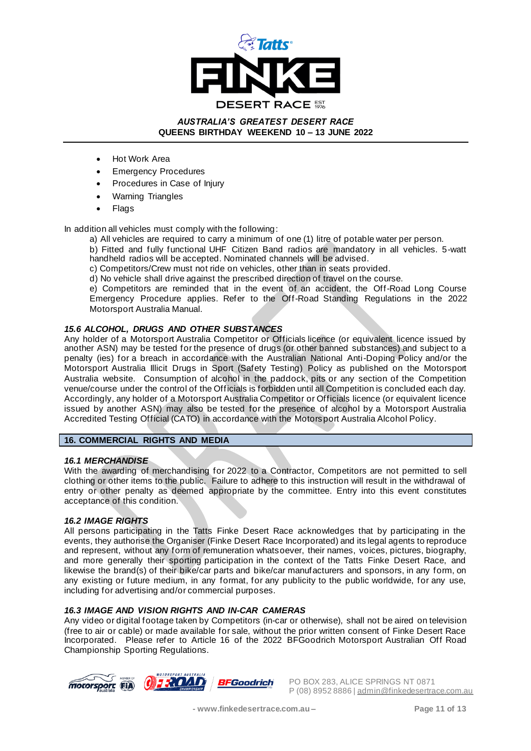- Hot Work Area
- Emergency Procedures
- Procedures in Case of Injury
- Warning Triangles
- Flags

In addition all vehicles must comply with the following:

a) All vehicles are required to carry a minimum of one (1) litre of potable water per person.
b) Fitted and fully functional UHF Citizen Band radios are mandatory in all vehicles. 5-watt handheld radios will be accepted. Nominated channels will be advised.
c) Competitors/Crew must not ride on vehicles, other than in seats provided.
d) No vehicle shall drive against the prescribed direction of travel on the course.
e) Competitors are reminded that in the event of an accident, the Off-Road Long Course Emergency Procedure applies. Refer to the Off-Road Standing Regulations in the 2022 Motorsport Australia Manual.

### *15.6 ALCOHOL, DRUGS AND OTHER SUBSTANCES*

Any holder of a Motorsport Australia Competitor or Officials licence (or equivalent licence issued by another ASN) may be tested for the presence of drugs (or other banned substances) and subject to a penalty (ies) for a breach in accordance with the Australian National Anti-Doping Policy and/or the Motorsport Australia Illicit Drugs in Sport (Safety Testing) Policy as published on the Motorsport Australia website. Consumption of alcohol in the paddock, pits or any section of the Competition venue/course under the control of the Officials is forbidden until all Competition is concluded each day. Accordingly, any holder of a Motorsport Australia Competitor or Officials licence (or equivalent licence issued by another ASN) may also be tested for the presence of alcohol by a Motorsport Australia Accredited Testing Official (CATO) in accordance with the Motorsport Australia Alcohol Policy.

## 16. COMMERCIAL RIGHTS AND MEDIA

### *16.1 MERCHANDISE*

With the awarding of merchandising for 2022 to a Contractor, Competitors are not permitted to sell clothing or other items to the public. Failure to adhere to this instruction will result in the withdrawal of entry or other penalty as deemed appropriate by the committee. Entry into this event constitutes acceptance of this condition.

### *16.2 IMAGE RIGHTS*

All persons participating in the Tatts Finke Desert Race acknowledges that by participating in the events, they authorise the Organiser (Finke Desert Race Incorporated) and its legal agents to reproduce and represent, without any form of remuneration whatsoever, their names, voices, pictures, biography, and more generally their sporting participation in the context of the Tatts Finke Desert Race, and likewise the brand(s) of their bike/car parts and bike/car manufacturers and sponsors, in any form, on any existing or future medium, in any format, for any publicity to the public worldwide, for any use, including for advertising and/or commercial purposes.

### *16.3 IMAGE AND VISION RIGHTS AND IN-CAR CAMERAS*

Any video or digital footage taken by Competitors (in-car or otherwise), shall not be aired on television (free to air or cable) or made available for sale, without the prior written consent of Finke Desert Race Incorporated. Please refer to Article 16 of the 2022 BFGoodrich Motorsport Australian Off Road Championship Sporting Regulations.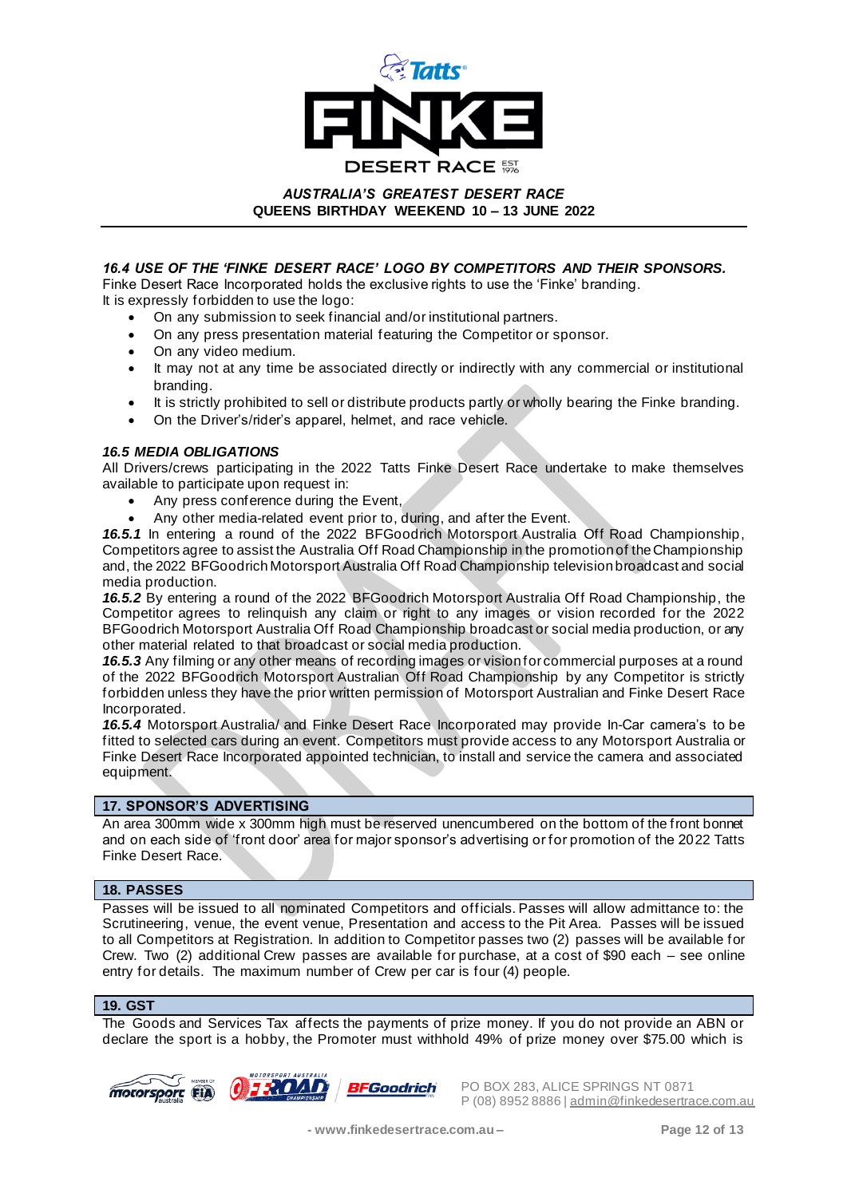**AUSTRALIA'S GREATEST DESERT RACE**
**QUEENS BIRTHDAY WEEKEND 10 – 13 JUNE 2022**

### *16.4 USE OF THE 'FINKE DESERT RACE' LOGO BY COMPETITORS AND THEIR SPONSORS.*

Finke Desert Race Incorporated holds the exclusive rights to use the 'Finke' branding.
It is expressly forbidden to use the logo:

- On any submission to seek financial and/or institutional partners.
- On any press presentation material featuring the Competitor or sponsor.
- On any video medium.
- It may not at any time be associated directly or indirectly with any commercial or institutional branding.
- It is strictly prohibited to sell or distribute products partly or wholly bearing the Finke branding.
- On the Driver's/rider's apparel, helmet, and race vehicle.

### *16.5 MEDIA OBLIGATIONS*

All Drivers/crews participating in the 2022 Tatts Finke Desert Race undertake to make themselves available to participate upon request in:

- Any press conference during the Event,
- Any other media-related event prior to, during, and after the Event.

***16.5.1*** In entering a round of the 2022 BFGoodrich Motorsport Australia Off Road Championship, Competitors agree to assist the Australia Off Road Championship in the promotion of the Championship and, the 2022 BFGoodrich Motorsport Australia Off Road Championship television broadcast and social media production.

***16.5.2*** By entering a round of the 2022 BFGoodrich Motorsport Australia Off Road Championship, the Competitor agrees to relinquish any claim or right to any images or vision recorded for the 2022 BFGoodrich Motorsport Australia Off Road Championship broadcast or social media production, or any other material related to that broadcast or social media production.

***16.5.3*** Any filming or any other means of recording images or vision for commercial purposes at a round of the 2022 BFGoodrich Motorsport Australian Off Road Championship by any Competitor is strictly forbidden unless they have the prior written permission of Motorsport Australian and Finke Desert Race Incorporated.

***16.5.4*** Motorsport Australia/ and Finke Desert Race Incorporated may provide In-Car camera's to be fitted to selected cars during an event. Competitors must provide access to any Motorsport Australia or Finke Desert Race Incorporated appointed technician, to install and service the camera and associated equipment.

## 17. SPONSOR'S ADVERTISING

An area 300mm wide x 300mm high must be reserved unencumbered on the bottom of the front bonnet and on each side of 'front door' area for major sponsor's advertising or for promotion of the 2022 Tatts Finke Desert Race.

## 18. PASSES

Passes will be issued to all nominated Competitors and officials. Passes will allow admittance to: the Scrutineering, venue, the event venue, Presentation and access to the Pit Area. Passes will be issued to all Competitors at Registration. In addition to Competitor passes two (2) passes will be available for Crew. Two (2) additional Crew passes are available for purchase, at a cost of $90 each – see online entry for details. The maximum number of Crew per car is four (4) people.

## 19. GST

The Goods and Services Tax affects the payments of prize money. If you do not provide an ABN or declare the sport is a hobby, the Promoter must withhold 49% of prize money over $75.00 which is

PO BOX 283, ALICE SPRINGS NT 0871
P (08) 8952 8886 | admin@finkedesertrace.com.au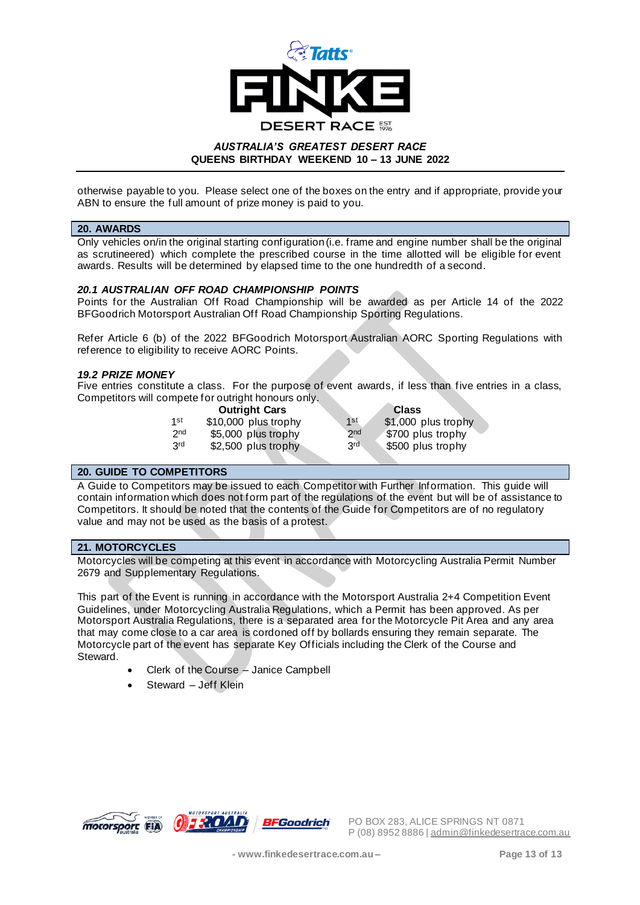otherwise payable to you. Please select one of the boxes on the entry and if appropriate, provide your ABN to ensure the full amount of prize money is paid to you.

## 20. AWARDS

Only vehicles on/in the original starting configuration (i.e. frame and engine number shall be the original as scrutineered) which complete the prescribed course in the time allotted will be eligible for event awards. Results will be determined by elapsed time to the one hundredth of a second.

### *20.1 AUSTRALIAN OFF ROAD CHAMPIONSHIP POINTS*

Points for the Australian Off Road Championship will be awarded as per Article 14 of the 2022 BFGoodrich Motorsport Australian Off Road Championship Sporting Regulations.

Refer Article 6 (b) of the 2022 BFGoodrich Motorsport Australian AORC Sporting Regulations with reference to eligibility to receive AORC Points.

### *19.2 PRIZE MONEY*

Five entries constitute a class. For the purpose of event awards, if less than five entries in a class, Competitors will compete for outright honours only.

| | Outright Cars | | Class |
|---|---|---|---|
| 1st | $10,000 plus trophy | 1st | $1,000 plus trophy |
| 2nd | $5,000 plus trophy | 2nd | $700 plus trophy |
| 3rd | $2,500 plus trophy | 3rd | $500 plus trophy |

## 20. GUIDE TO COMPETITORS

A Guide to Competitors may be issued to each Competitor with Further Information. This guide will contain information which does not form part of the regulations of the event but will be of assistance to Competitors. It should be noted that the contents of the Guide for Competitors are of no regulatory value and may not be used as the basis of a protest.

## 21. MOTORCYCLES

Motorcycles will be competing at this event in accordance with Motorcycling Australia Permit Number 2679 and Supplementary Regulations.

This part of the Event is running in accordance with the Motorsport Australia 2+4 Competition Event Guidelines, under Motorcycling Australia Regulations, which a Permit has been approved. As per Motorsport Australia Regulations, there is a separated area for the Motorcycle Pit Area and any area that may come close to a car area is cordoned off by bollards ensuring they remain separate. The Motorcycle part of the event has separate Key Officials including the Clerk of the Course and Steward.

- Clerk of the Course – Janice Campbell
- Steward – Jeff Klein